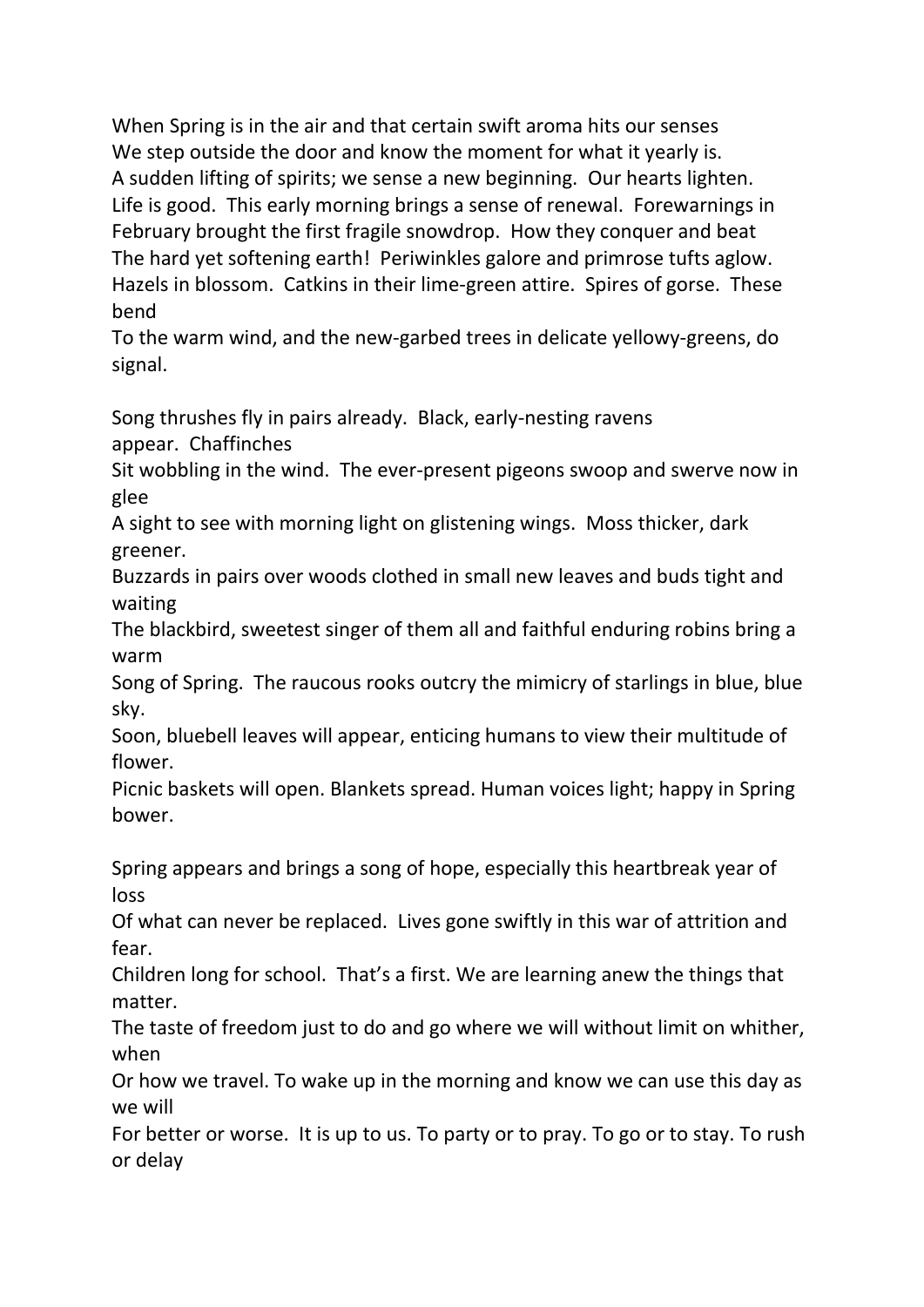When Spring is in the air and that certain swift aroma hits our senses
We step outside the door and know the moment for what it yearly is.
A sudden lifting of spirits; we sense a new beginning.  Our hearts lighten.
Life is good.  This early morning brings a sense of renewal.  Forewarnings in
February brought the first fragile snowdrop.  How they conquer and beat
The hard yet softening earth!  Periwinkles galore and primrose tufts aglow.
Hazels in blossom.  Catkins in their lime-green attire.  Spires of gorse.  These bend
To the warm wind, and the new-garbed trees in delicate yellowy-greens, do signal.

Song thrushes fly in pairs already.  Black, early-nesting ravens appear.  Chaffinches
Sit wobbling in the wind.  The ever-present pigeons swoop and swerve now in glee
A sight to see with morning light on glistening wings.  Moss thicker, dark greener.
Buzzards in pairs over woods clothed in small new leaves and buds tight and waiting
The blackbird, sweetest singer of them all and faithful enduring robins bring a warm
Song of Spring.  The raucous rooks outcry the mimicry of starlings in blue, blue sky.
Soon, bluebell leaves will appear, enticing humans to view their multitude of flower.
Picnic baskets will open. Blankets spread. Human voices light; happy in Spring bower.

Spring appears and brings a song of hope, especially this heartbreak year of loss
Of what can never be replaced.  Lives gone swiftly in this war of attrition and fear.
Children long for school.  That's a first. We are learning anew the things that matter.
The taste of freedom just to do and go where we will without limit on whither, when
Or how we travel. To wake up in the morning and know we can use this day as we will
For better or worse.  It is up to us. To party or to pray. To go or to stay. To rush or delay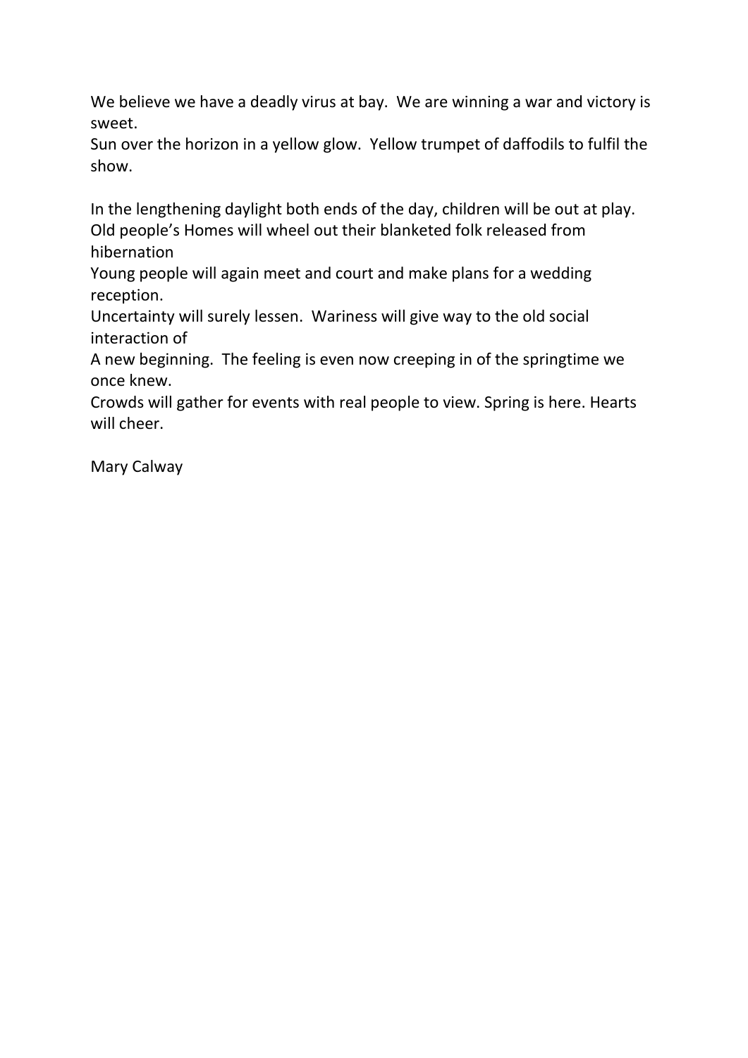We believe we have a deadly virus at bay.  We are winning a war and victory is sweet.
Sun over the horizon in a yellow glow.  Yellow trumpet of daffodils to fulfil the show.

In the lengthening daylight both ends of the day, children will be out at play.
Old people's Homes will wheel out their blanketed folk released from hibernation
Young people will again meet and court and make plans for a wedding reception.
Uncertainty will surely lessen.  Wariness will give way to the old social interaction of
A new beginning.  The feeling is even now creeping in of the springtime we once knew.
Crowds will gather for events with real people to view. Spring is here. Hearts will cheer.

Mary Calway